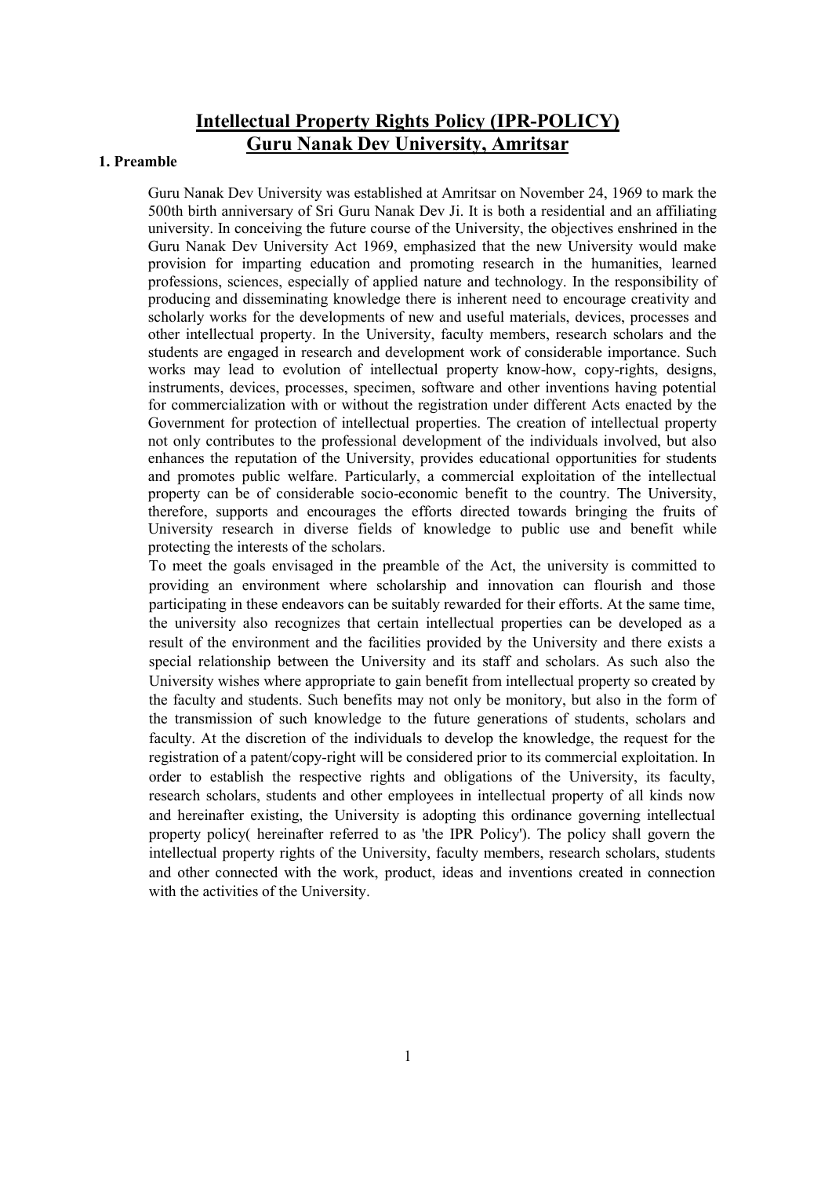# Intellectual Property Rights Policy (IPR-POLICY)
# Guru Nanak Dev University, Amritsar

## 1. Preamble

Guru Nanak Dev University was established at Amritsar on November 24, 1969 to mark the 500th birth anniversary of Sri Guru Nanak Dev Ji. It is both a residential and an affiliating university. In conceiving the future course of the University, the objectives enshrined in the Guru Nanak Dev University Act 1969, emphasized that the new University would make provision for imparting education and promoting research in the humanities, learned professions, sciences, especially of applied nature and technology. In the responsibility of producing and disseminating knowledge there is inherent need to encourage creativity and scholarly works for the developments of new and useful materials, devices, processes and other intellectual property. In the University, faculty members, research scholars and the students are engaged in research and development work of considerable importance. Such works may lead to evolution of intellectual property know-how, copy-rights, designs, instruments, devices, processes, specimen, software and other inventions having potential for commercialization with or without the registration under different Acts enacted by the Government for protection of intellectual properties. The creation of intellectual property not only contributes to the professional development of the individuals involved, but also enhances the reputation of the University, provides educational opportunities for students and promotes public welfare. Particularly, a commercial exploitation of the intellectual property can be of considerable socio-economic benefit to the country. The University, therefore, supports and encourages the efforts directed towards bringing the fruits of University research in diverse fields of knowledge to public use and benefit while protecting the interests of the scholars.

To meet the goals envisaged in the preamble of the Act, the university is committed to providing an environment where scholarship and innovation can flourish and those participating in these endeavors can be suitably rewarded for their efforts. At the same time, the university also recognizes that certain intellectual properties can be developed as a result of the environment and the facilities provided by the University and there exists a special relationship between the University and its staff and scholars. As such also the University wishes where appropriate to gain benefit from intellectual property so created by the faculty and students. Such benefits may not only be monitory, but also in the form of the transmission of such knowledge to the future generations of students, scholars and faculty. At the discretion of the individuals to develop the knowledge, the request for the registration of a patent/copy-right will be considered prior to its commercial exploitation. In order to establish the respective rights and obligations of the University, its faculty, research scholars, students and other employees in intellectual property of all kinds now and hereinafter existing, the University is adopting this ordinance governing intellectual property policy( hereinafter referred to as 'the IPR Policy'). The policy shall govern the intellectual property rights of the University, faculty members, research scholars, students and other connected with the work, product, ideas and inventions created in connection with the activities of the University.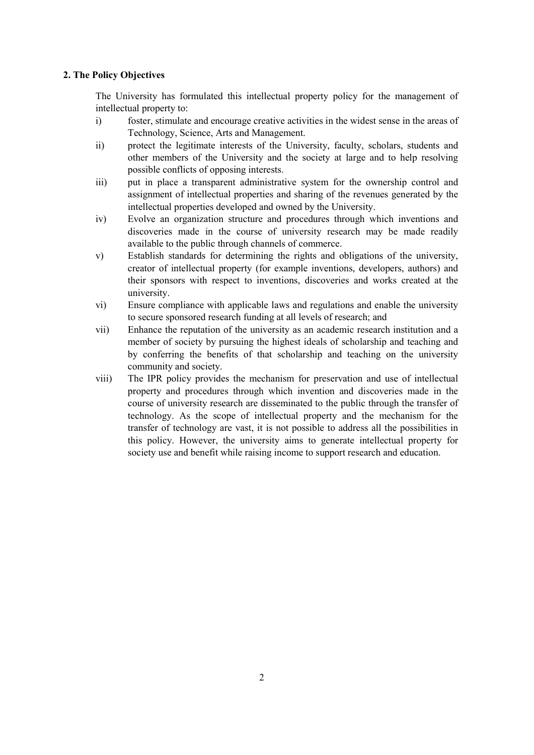## 2. The Policy Objectives

The University has formulated this intellectual property policy for the management of intellectual property to:

i) foster, stimulate and encourage creative activities in the widest sense in the areas of Technology, Science, Arts and Management.

ii) protect the legitimate interests of the University, faculty, scholars, students and other members of the University and the society at large and to help resolving possible conflicts of opposing interests.

iii) put in place a transparent administrative system for the ownership control and assignment of intellectual properties and sharing of the revenues generated by the intellectual properties developed and owned by the University.

iv) Evolve an organization structure and procedures through which inventions and discoveries made in the course of university research may be made readily available to the public through channels of commerce.

v) Establish standards for determining the rights and obligations of the university, creator of intellectual property (for example inventions, developers, authors) and their sponsors with respect to inventions, discoveries and works created at the university.

vi) Ensure compliance with applicable laws and regulations and enable the university to secure sponsored research funding at all levels of research; and

vii) Enhance the reputation of the university as an academic research institution and a member of society by pursuing the highest ideals of scholarship and teaching and by conferring the benefits of that scholarship and teaching on the university community and society.

viii) The IPR policy provides the mechanism for preservation and use of intellectual property and procedures through which invention and discoveries made in the course of university research are disseminated to the public through the transfer of technology. As the scope of intellectual property and the mechanism for the transfer of technology are vast, it is not possible to address all the possibilities in this policy. However, the university aims to generate intellectual property for society use and benefit while raising income to support research and education.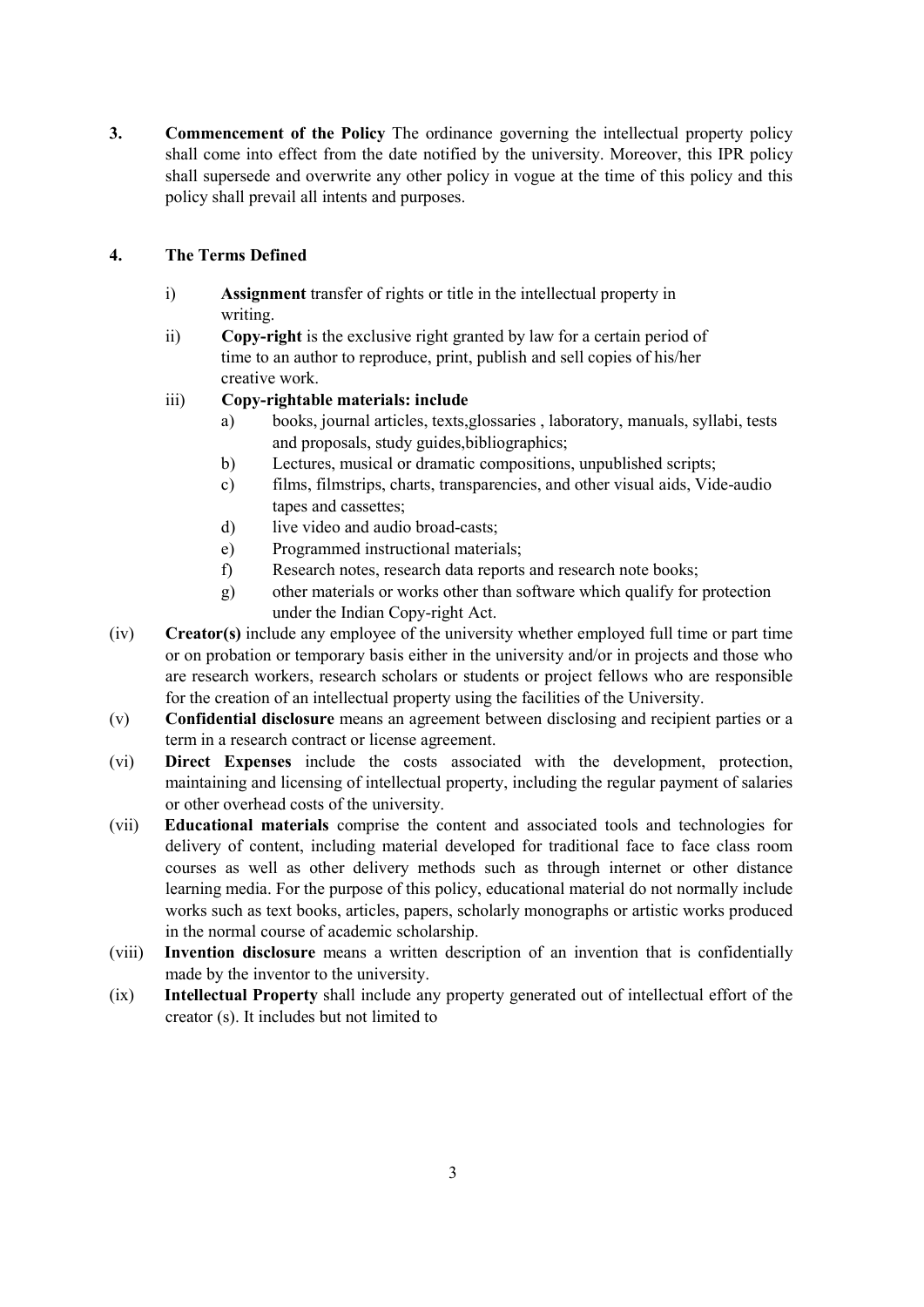**3. Commencement of the Policy** The ordinance governing the intellectual property policy shall come into effect from the date notified by the university. Moreover, this IPR policy shall supersede and overwrite any other policy in vogue at the time of this policy and this policy shall prevail all intents and purposes.

**4. The Terms Defined**

i) **Assignment** transfer of rights or title in the intellectual property in writing.

ii) **Copy-right** is the exclusive right granted by law for a certain period of time to an author to reproduce, print, publish and sell copies of his/her creative work.

iii) **Copy-rightable materials: include**

   a) books, journal articles, texts,glossaries , laboratory, manuals, syllabi, tests and proposals, study guides,bibliographics;
   
   b) Lectures, musical or dramatic compositions, unpublished scripts;
   
   c) films, filmstrips, charts, transparencies, and other visual aids, Vide-audio tapes and cassettes;
   
   d) live video and audio broad-casts;
   
   e) Programmed instructional materials;
   
   f) Research notes, research data reports and research note books;
   
   g) other materials or works other than software which qualify for protection under the Indian Copy-right Act.

(iv) **Creator(s)** include any employee of the university whether employed full time or part time or on probation or temporary basis either in the university and/or in projects and those who are research workers, research scholars or students or project fellows who are responsible for the creation of an intellectual property using the facilities of the University.

(v) **Confidential disclosure** means an agreement between disclosing and recipient parties or a term in a research contract or license agreement.

(vi) **Direct Expenses** include the costs associated with the development, protection, maintaining and licensing of intellectual property, including the regular payment of salaries or other overhead costs of the university.

(vii) **Educational materials** comprise the content and associated tools and technologies for delivery of content, including material developed for traditional face to face class room courses as well as other delivery methods such as through internet or other distance learning media. For the purpose of this policy, educational material do not normally include works such as text books, articles, papers, scholarly monographs or artistic works produced in the normal course of academic scholarship.

(viii) **Invention disclosure** means a written description of an invention that is confidentially made by the inventor to the university.

(ix) **Intellectual Property** shall include any property generated out of intellectual effort of the creator (s). It includes but not limited to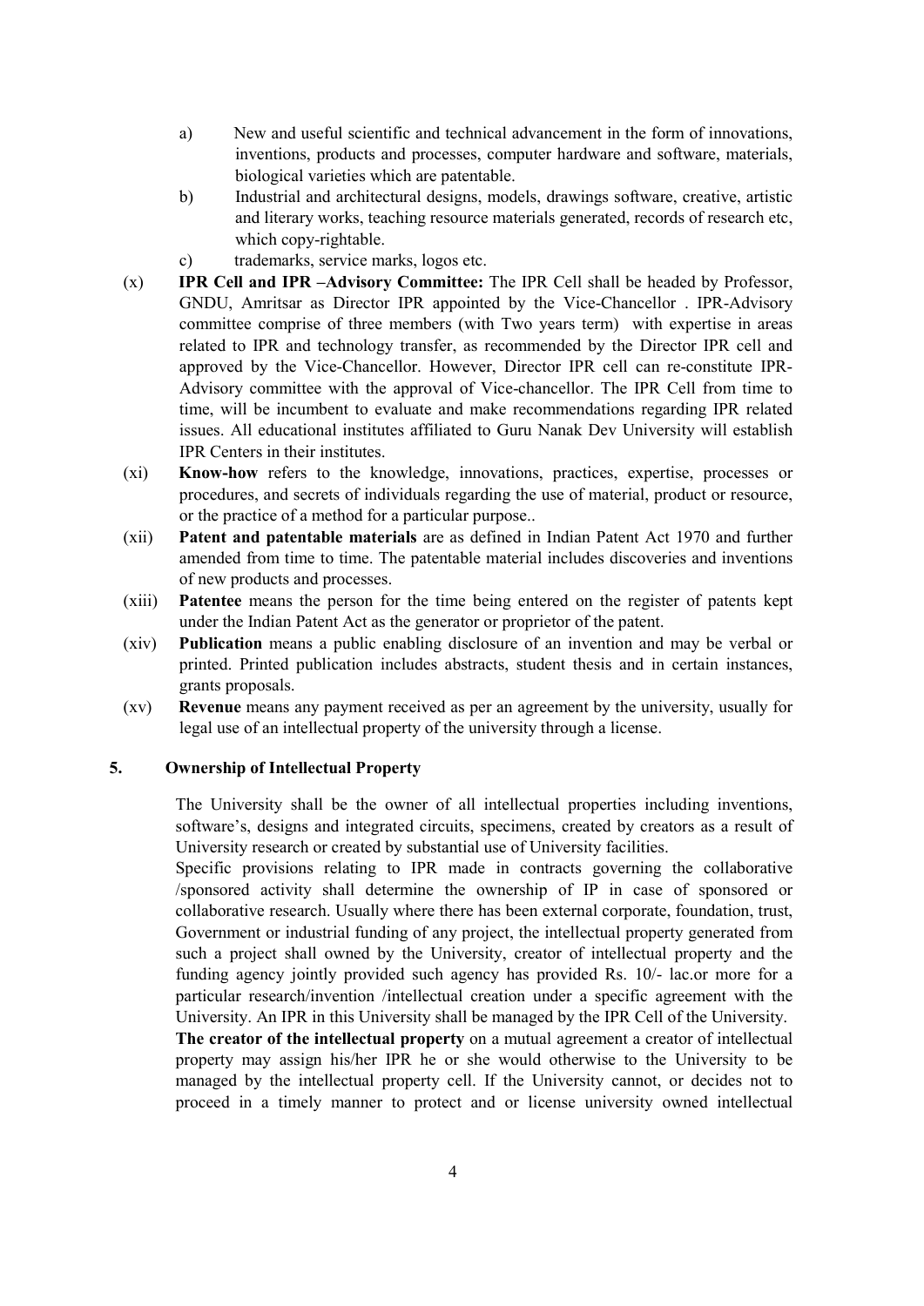a) New and useful scientific and technical advancement in the form of innovations, inventions, products and processes, computer hardware and software, materials, biological varieties which are patentable.

b) Industrial and architectural designs, models, drawings software, creative, artistic and literary works, teaching resource materials generated, records of research etc, which copy-rightable.

c) trademarks, service marks, logos etc.

(x) **IPR Cell and IPR –Advisory Committee:** The IPR Cell shall be headed by Professor, GNDU, Amritsar as Director IPR appointed by the Vice-Chancellor . IPR-Advisory committee comprise of three members (with Two years term) with expertise in areas related to IPR and technology transfer, as recommended by the Director IPR cell and approved by the Vice-Chancellor. However, Director IPR cell can re-constitute IPR-Advisory committee with the approval of Vice-chancellor. The IPR Cell from time to time, will be incumbent to evaluate and make recommendations regarding IPR related issues. All educational institutes affiliated to Guru Nanak Dev University will establish IPR Centers in their institutes.

(xi) **Know-how** refers to the knowledge, innovations, practices, expertise, processes or procedures, and secrets of individuals regarding the use of material, product or resource, or the practice of a method for a particular purpose..

(xii) **Patent and patentable materials** are as defined in Indian Patent Act 1970 and further amended from time to time. The patentable material includes discoveries and inventions of new products and processes.

(xiii) **Patentee** means the person for the time being entered on the register of patents kept under the Indian Patent Act as the generator or proprietor of the patent.

(xiv) **Publication** means a public enabling disclosure of an invention and may be verbal or printed. Printed publication includes abstracts, student thesis and in certain instances, grants proposals.

(xv) **Revenue** means any payment received as per an agreement by the university, usually for legal use of an intellectual property of the university through a license.

## 5. Ownership of Intellectual Property

The University shall be the owner of all intellectual properties including inventions, software's, designs and integrated circuits, specimens, created by creators as a result of University research or created by substantial use of University facilities.

Specific provisions relating to IPR made in contracts governing the collaborative /sponsored activity shall determine the ownership of IP in case of sponsored or collaborative research. Usually where there has been external corporate, foundation, trust, Government or industrial funding of any project, the intellectual property generated from such a project shall owned by the University, creator of intellectual property and the funding agency jointly provided such agency has provided Rs. 10/- lac.or more for a particular research/invention /intellectual creation under a specific agreement with the University. An IPR in this University shall be managed by the IPR Cell of the University.

**The creator of the intellectual property** on a mutual agreement a creator of intellectual property may assign his/her IPR he or she would otherwise to the University to be managed by the intellectual property cell. If the University cannot, or decides not to proceed in a timely manner to protect and or license university owned intellectual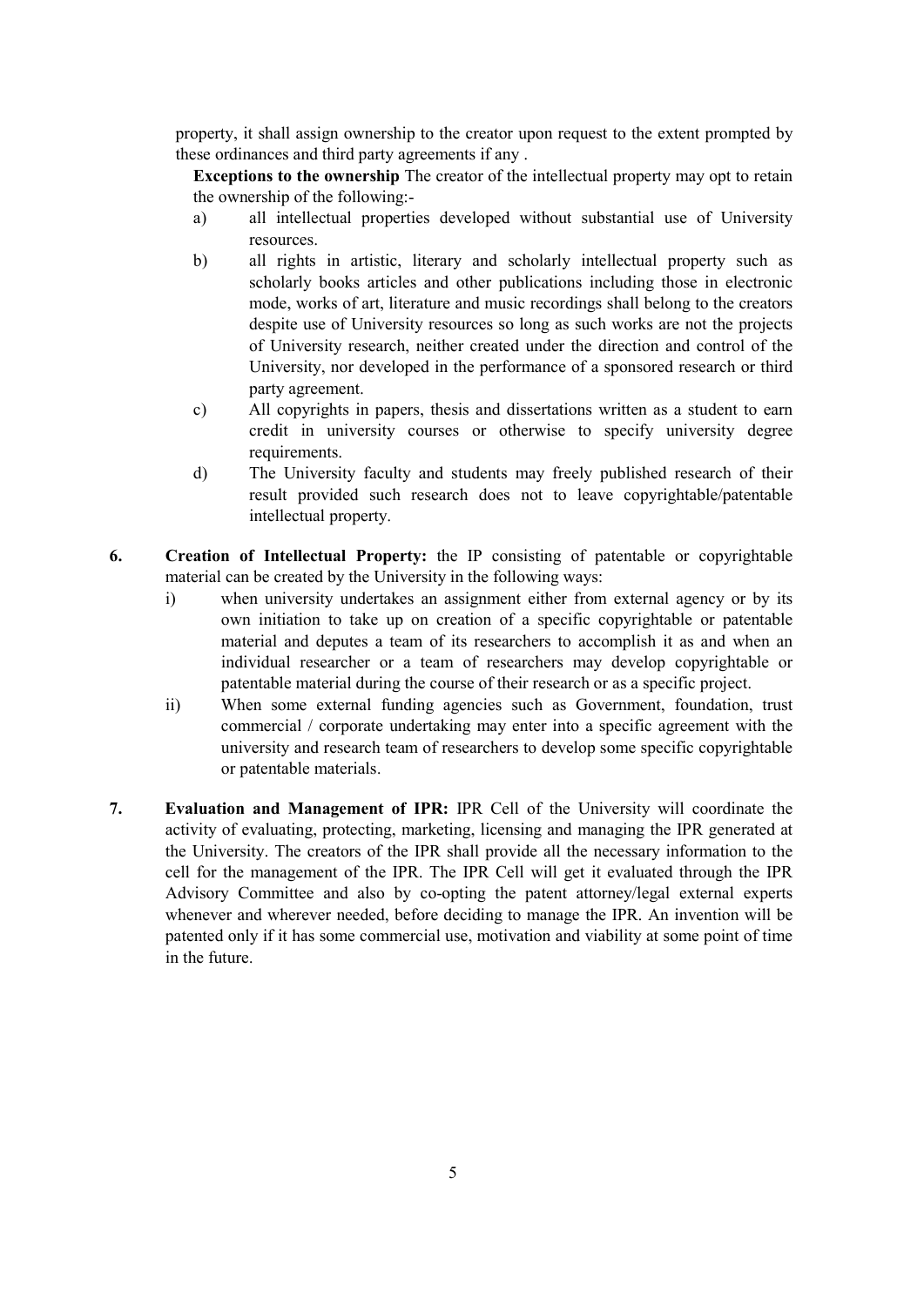property, it shall assign ownership to the creator upon request to the extent prompted by these ordinances and third party agreements if any .

**Exceptions to the ownership** The creator of the intellectual property may opt to retain the ownership of the following:-

a) all intellectual properties developed without substantial use of University resources.

b) all rights in artistic, literary and scholarly intellectual property such as scholarly books articles and other publications including those in electronic mode, works of art, literature and music recordings shall belong to the creators despite use of University resources so long as such works are not the projects of University research, neither created under the direction and control of the University, nor developed in the performance of a sponsored research or third party agreement.

c) All copyrights in papers, thesis and dissertations written as a student to earn credit in university courses or otherwise to specify university degree requirements.

d) The University faculty and students may freely published research of their result provided such research does not to leave copyrightable/patentable intellectual property.

**6. Creation of Intellectual Property:** the IP consisting of patentable or copyrightable material can be created by the University in the following ways:

i) when university undertakes an assignment either from external agency or by its own initiation to take up on creation of a specific copyrightable or patentable material and deputes a team of its researchers to accomplish it as and when an individual researcher or a team of researchers may develop copyrightable or patentable material during the course of their research or as a specific project.

ii) When some external funding agencies such as Government, foundation, trust commercial / corporate undertaking may enter into a specific agreement with the university and research team of researchers to develop some specific copyrightable or patentable materials.

**7. Evaluation and Management of IPR:** IPR Cell of the University will coordinate the activity of evaluating, protecting, marketing, licensing and managing the IPR generated at the University. The creators of the IPR shall provide all the necessary information to the cell for the management of the IPR. The IPR Cell will get it evaluated through the IPR Advisory Committee and also by co-opting the patent attorney/legal external experts whenever and wherever needed, before deciding to manage the IPR. An invention will be patented only if it has some commercial use, motivation and viability at some point of time in the future.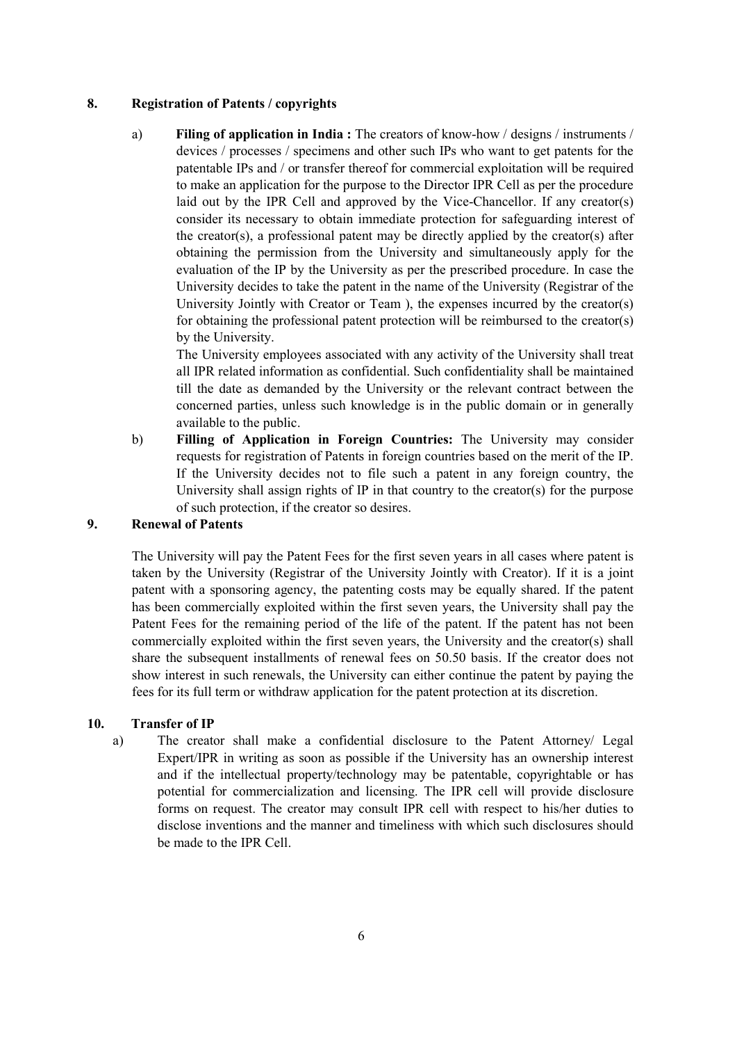## 8. Registration of Patents / copyrights

a) **Filing of application in India :** The creators of know-how / designs / instruments / devices / processes / specimens and other such IPs who want to get patents for the patentable IPs and / or transfer thereof for commercial exploitation will be required to make an application for the purpose to the Director IPR Cell as per the procedure laid out by the IPR Cell and approved by the Vice-Chancellor. If any creator(s) consider its necessary to obtain immediate protection for safeguarding interest of the creator(s), a professional patent may be directly applied by the creator(s) after obtaining the permission from the University and simultaneously apply for the evaluation of the IP by the University as per the prescribed procedure. In case the University decides to take the patent in the name of the University (Registrar of the University Jointly with Creator or Team ), the expenses incurred by the creator(s) for obtaining the professional patent protection will be reimbursed to the creator(s) by the University.

   The University employees associated with any activity of the University shall treat all IPR related information as confidential. Such confidentiality shall be maintained till the date as demanded by the University or the relevant contract between the concerned parties, unless such knowledge is in the public domain or in generally available to the public.

b) **Filling of Application in Foreign Countries:** The University may consider requests for registration of Patents in foreign countries based on the merit of the IP. If the University decides not to file such a patent in any foreign country, the University shall assign rights of IP in that country to the creator(s) for the purpose of such protection, if the creator so desires.

## 9. Renewal of Patents

The University will pay the Patent Fees for the first seven years in all cases where patent is taken by the University (Registrar of the University Jointly with Creator). If it is a joint patent with a sponsoring agency, the patenting costs may be equally shared. If the patent has been commercially exploited within the first seven years, the University shall pay the Patent Fees for the remaining period of the life of the patent. If the patent has not been commercially exploited within the first seven years, the University and the creator(s) shall share the subsequent installments of renewal fees on 50.50 basis. If the creator does not show interest in such renewals, the University can either continue the patent by paying the fees for its full term or withdraw application for the patent protection at its discretion.

## 10. Transfer of IP

a) The creator shall make a confidential disclosure to the Patent Attorney/ Legal Expert/IPR in writing as soon as possible if the University has an ownership interest and if the intellectual property/technology may be patentable, copyrightable or has potential for commercialization and licensing. The IPR cell will provide disclosure forms on request. The creator may consult IPR cell with respect to his/her duties to disclose inventions and the manner and timeliness with which such disclosures should be made to the IPR Cell.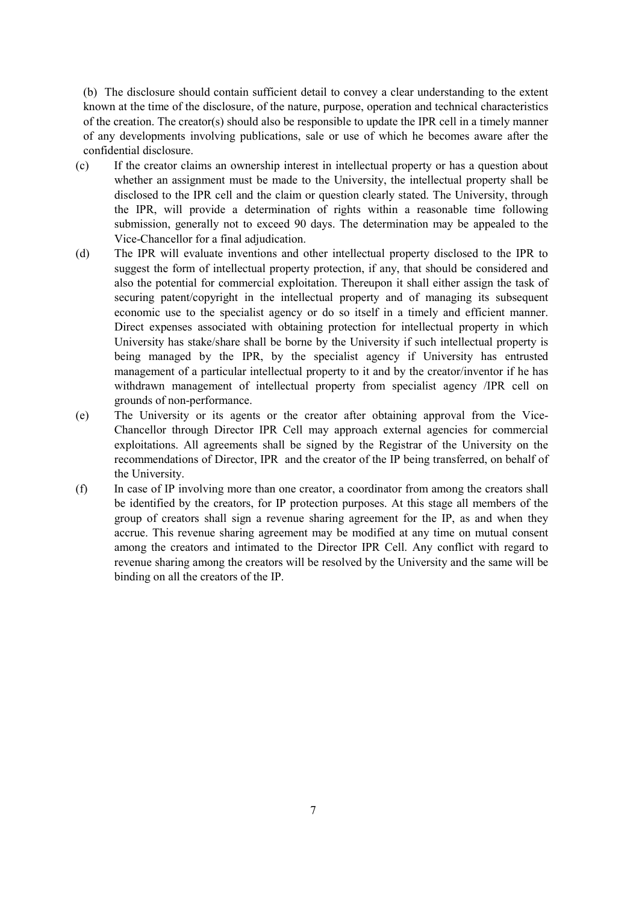(b) The disclosure should contain sufficient detail to convey a clear understanding to the extent known at the time of the disclosure, of the nature, purpose, operation and technical characteristics of the creation. The creator(s) should also be responsible to update the IPR cell in a timely manner of any developments involving publications, sale or use of which he becomes aware after the confidential disclosure.

(c) If the creator claims an ownership interest in intellectual property or has a question about whether an assignment must be made to the University, the intellectual property shall be disclosed to the IPR cell and the claim or question clearly stated. The University, through the IPR, will provide a determination of rights within a reasonable time following submission, generally not to exceed 90 days. The determination may be appealed to the Vice-Chancellor for a final adjudication.

(d) The IPR will evaluate inventions and other intellectual property disclosed to the IPR to suggest the form of intellectual property protection, if any, that should be considered and also the potential for commercial exploitation. Thereupon it shall either assign the task of securing patent/copyright in the intellectual property and of managing its subsequent economic use to the specialist agency or do so itself in a timely and efficient manner. Direct expenses associated with obtaining protection for intellectual property in which University has stake/share shall be borne by the University if such intellectual property is being managed by the IPR, by the specialist agency if University has entrusted management of a particular intellectual property to it and by the creator/inventor if he has withdrawn management of intellectual property from specialist agency /IPR cell on grounds of non-performance.

(e) The University or its agents or the creator after obtaining approval from the Vice-Chancellor through Director IPR Cell may approach external agencies for commercial exploitations. All agreements shall be signed by the Registrar of the University on the recommendations of Director, IPR and the creator of the IP being transferred, on behalf of the University.

(f) In case of IP involving more than one creator, a coordinator from among the creators shall be identified by the creators, for IP protection purposes. At this stage all members of the group of creators shall sign a revenue sharing agreement for the IP, as and when they accrue. This revenue sharing agreement may be modified at any time on mutual consent among the creators and intimated to the Director IPR Cell. Any conflict with regard to revenue sharing among the creators will be resolved by the University and the same will be binding on all the creators of the IP.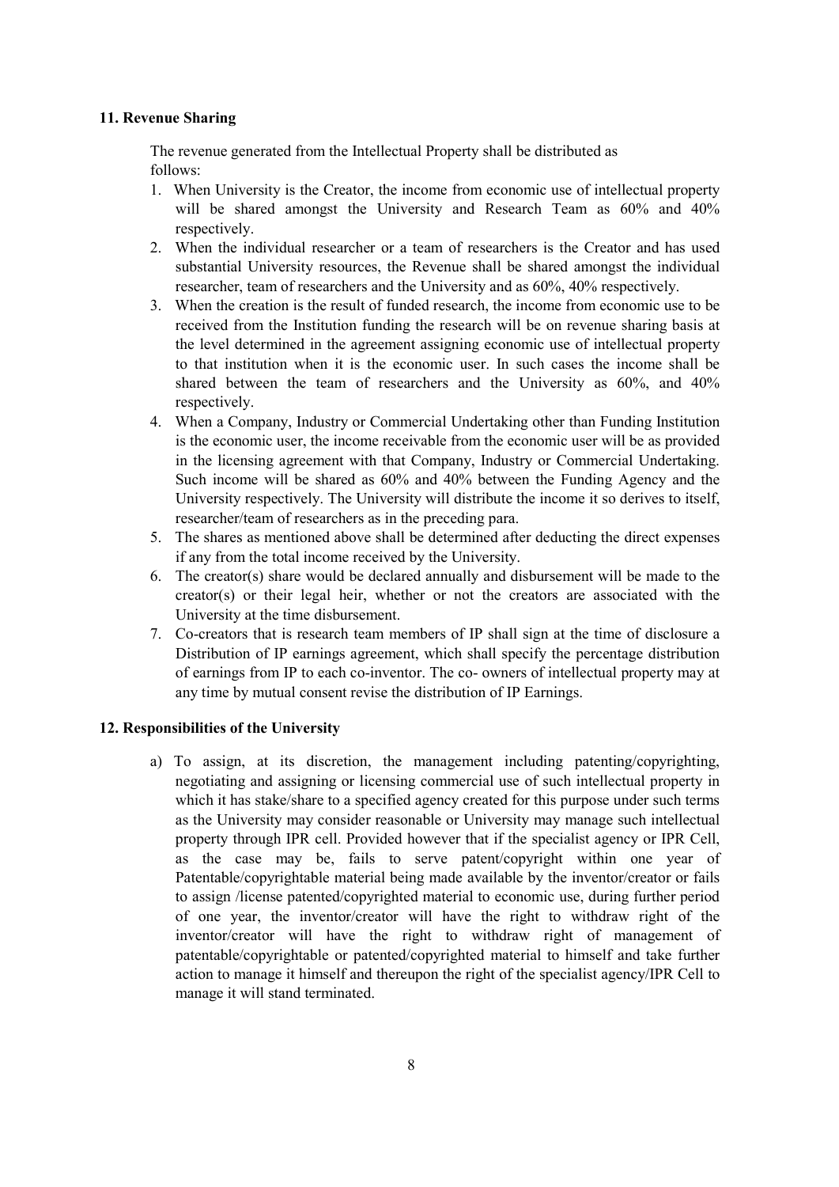## 11. Revenue Sharing

The revenue generated from the Intellectual Property shall be distributed as follows:

1. When University is the Creator, the income from economic use of intellectual property will be shared amongst the University and Research Team as 60% and 40% respectively.
2. When the individual researcher or a team of researchers is the Creator and has used substantial University resources, the Revenue shall be shared amongst the individual researcher, team of researchers and the University and as 60%, 40% respectively.
3. When the creation is the result of funded research, the income from economic use to be received from the Institution funding the research will be on revenue sharing basis at the level determined in the agreement assigning economic use of intellectual property to that institution when it is the economic user. In such cases the income shall be shared between the team of researchers and the University as 60%, and 40% respectively.
4. When a Company, Industry or Commercial Undertaking other than Funding Institution is the economic user, the income receivable from the economic user will be as provided in the licensing agreement with that Company, Industry or Commercial Undertaking. Such income will be shared as 60% and 40% between the Funding Agency and the University respectively. The University will distribute the income it so derives to itself, researcher/team of researchers as in the preceding para.
5. The shares as mentioned above shall be determined after deducting the direct expenses if any from the total income received by the University.
6. The creator(s) share would be declared annually and disbursement will be made to the creator(s) or their legal heir, whether or not the creators are associated with the University at the time disbursement.
7. Co-creators that is research team members of IP shall sign at the time of disclosure a Distribution of IP earnings agreement, which shall specify the percentage distribution of earnings from IP to each co-inventor. The co- owners of intellectual property may at any time by mutual consent revise the distribution of IP Earnings.

## 12. Responsibilities of the University

a) To assign, at its discretion, the management including patenting/copyrighting, negotiating and assigning or licensing commercial use of such intellectual property in which it has stake/share to a specified agency created for this purpose under such terms as the University may consider reasonable or University may manage such intellectual property through IPR cell. Provided however that if the specialist agency or IPR Cell, as the case may be, fails to serve patent/copyright within one year of Patentable/copyrightable material being made available by the inventor/creator or fails to assign /license patented/copyrighted material to economic use, during further period of one year, the inventor/creator will have the right to withdraw right of the inventor/creator will have the right to withdraw right of management of patentable/copyrightable or patented/copyrighted material to himself and take further action to manage it himself and thereupon the right of the specialist agency/IPR Cell to manage it will stand terminated.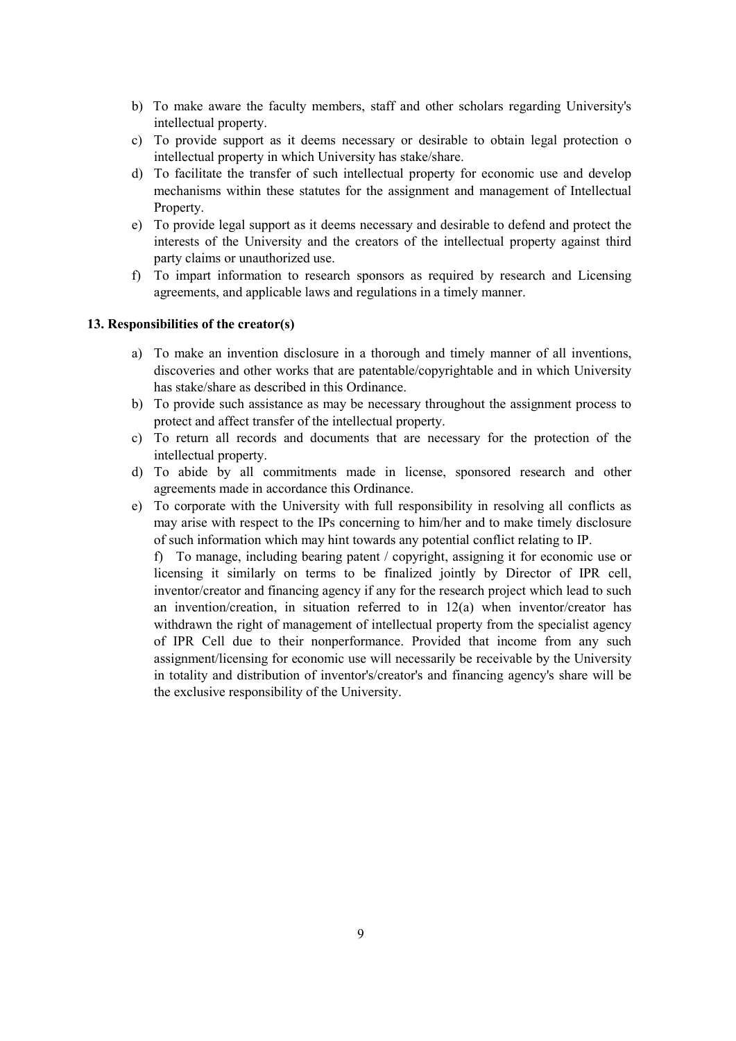b) To make aware the faculty members, staff and other scholars regarding University's intellectual property.
c) To provide support as it deems necessary or desirable to obtain legal protection o intellectual property in which University has stake/share.
d) To facilitate the transfer of such intellectual property for economic use and develop mechanisms within these statutes for the assignment and management of Intellectual Property.
e) To provide legal support as it deems necessary and desirable to defend and protect the interests of the University and the creators of the intellectual property against third party claims or unauthorized use.
f) To impart information to research sponsors as required by research and Licensing agreements, and applicable laws and regulations in a timely manner.

**13. Responsibilities of the creator(s)**

a) To make an invention disclosure in a thorough and timely manner of all inventions, discoveries and other works that are patentable/copyrightable and in which University has stake/share as described in this Ordinance.
b) To provide such assistance as may be necessary throughout the assignment process to protect and affect transfer of the intellectual property.
c) To return all records and documents that are necessary for the protection of the intellectual property.
d) To abide by all commitments made in license, sponsored research and other agreements made in accordance this Ordinance.
e) To corporate with the University with full responsibility in resolving all conflicts as may arise with respect to the IPs concerning to him/her and to make timely disclosure of such information which may hint towards any potential conflict relating to IP.
f) To manage, including bearing patent / copyright, assigning it for economic use or licensing it similarly on terms to be finalized jointly by Director of IPR cell, inventor/creator and financing agency if any for the research project which lead to such an invention/creation, in situation referred to in 12(a) when inventor/creator has withdrawn the right of management of intellectual property from the specialist agency of IPR Cell due to their nonperformance. Provided that income from any such assignment/licensing for economic use will necessarily be receivable by the University in totality and distribution of inventor's/creator's and financing agency's share will be the exclusive responsibility of the University.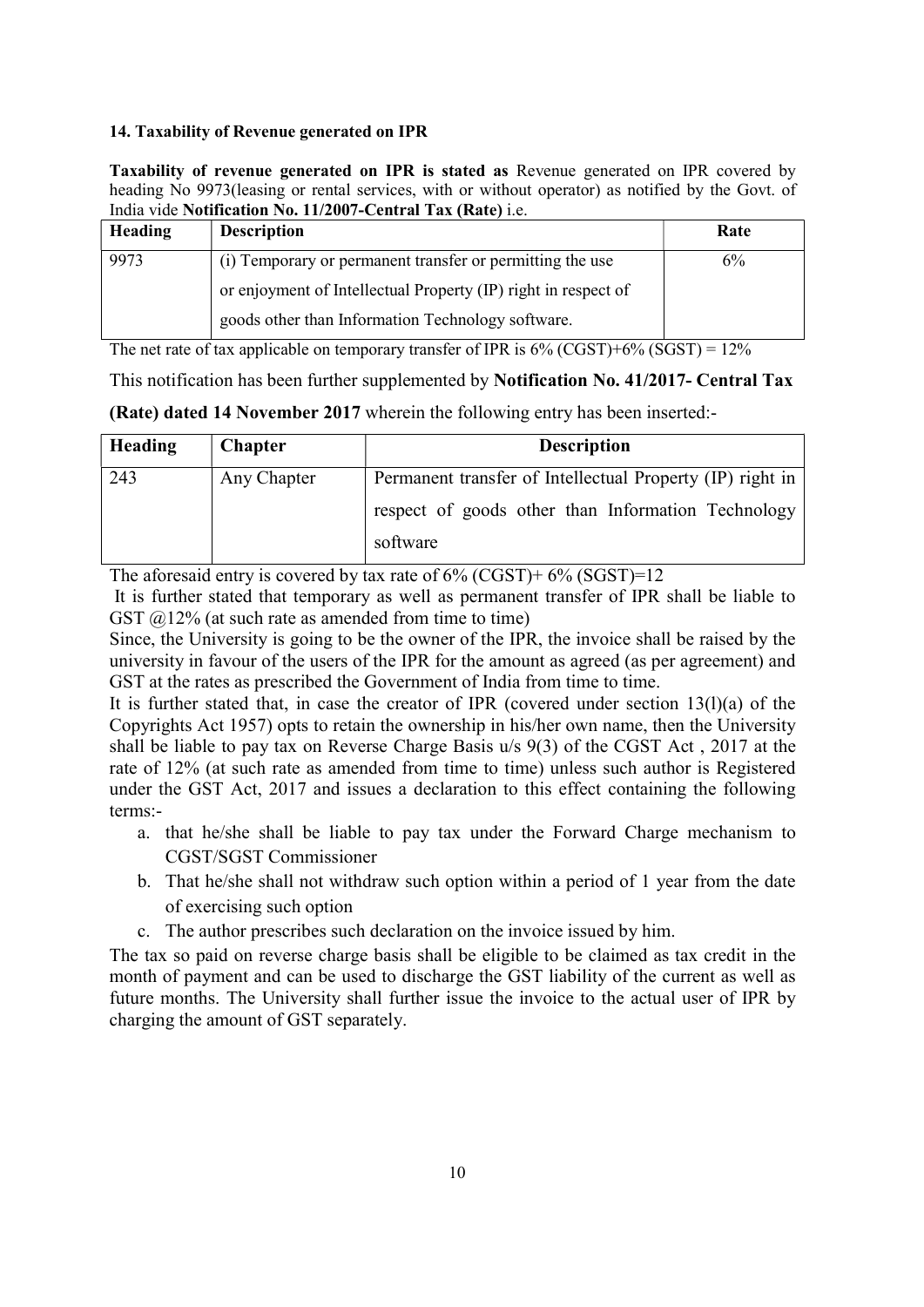**14. Taxability of Revenue generated on IPR**

**Taxability of revenue generated on IPR is stated as** Revenue generated on IPR covered by heading No 9973(leasing or rental services, with or without operator) as notified by the Govt. of India vide **Notification No. 11/2007-Central Tax (Rate)** i.e.

| **Heading** | **Description** | **Rate** |
|---|---|---|
| 9973 | (i) Temporary or permanent transfer or permitting the use or enjoyment of Intellectual Property (IP) right in respect of goods other than Information Technology software. | 6% |

The net rate of tax applicable on temporary transfer of IPR is 6% (CGST)+6% (SGST) = 12%

This notification has been further supplemented by **Notification No. 41/2017- Central Tax (Rate) dated 14 November 2017** wherein the following entry has been inserted:-

| **Heading** | **Chapter** | **Description** |
|---|---|---|
| 243 | Any Chapter | Permanent transfer of Intellectual Property (IP) right in respect of goods other than Information Technology software |

The aforesaid entry is covered by tax rate of 6% (CGST)+ 6% (SGST)=12

It is further stated that temporary as well as permanent transfer of IPR shall be liable to GST @12% (at such rate as amended from time to time)

Since, the University is going to be the owner of the IPR, the invoice shall be raised by the university in favour of the users of the IPR for the amount as agreed (as per agreement) and GST at the rates as prescribed the Government of India from time to time.

It is further stated that, in case the creator of IPR (covered under section 13(l)(a) of the Copyrights Act 1957) opts to retain the ownership in his/her own name, then the University shall be liable to pay tax on Reverse Charge Basis u/s 9(3) of the CGST Act , 2017 at the rate of 12% (at such rate as amended from time to time) unless such author is Registered under the GST Act, 2017 and issues a declaration to this effect containing the following terms:-

a. that he/she shall be liable to pay tax under the Forward Charge mechanism to CGST/SGST Commissioner
b. That he/she shall not withdraw such option within a period of 1 year from the date of exercising such option
c. The author prescribes such declaration on the invoice issued by him.

The tax so paid on reverse charge basis shall be eligible to be claimed as tax credit in the month of payment and can be used to discharge the GST liability of the current as well as future months. The University shall further issue the invoice to the actual user of IPR by charging the amount of GST separately.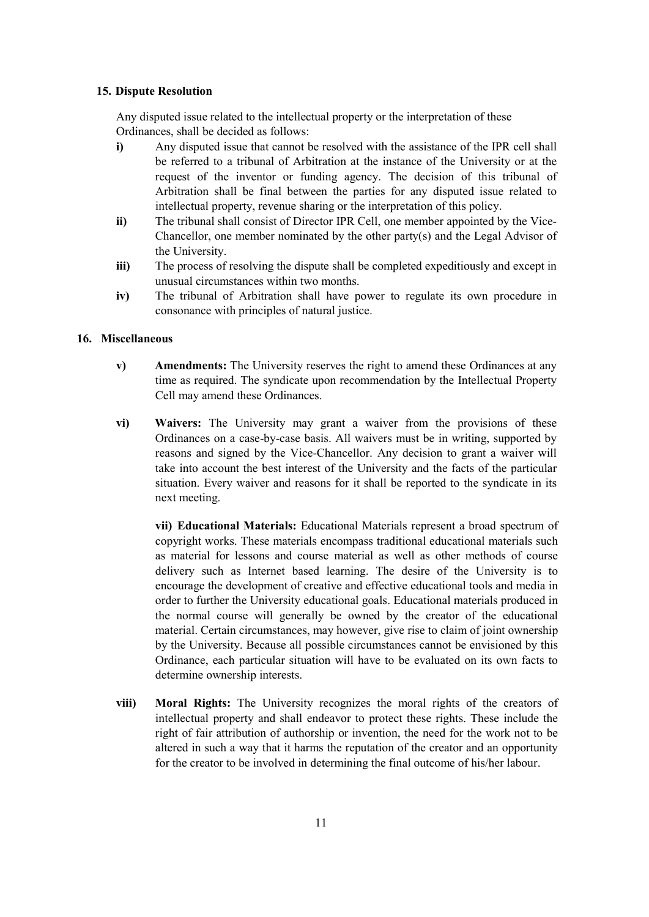## 15. Dispute Resolution

Any disputed issue related to the intellectual property or the interpretation of these Ordinances, shall be decided as follows:

- **i)** Any disputed issue that cannot be resolved with the assistance of the IPR cell shall be referred to a tribunal of Arbitration at the instance of the University or at the request of the inventor or funding agency. The decision of this tribunal of Arbitration shall be final between the parties for any disputed issue related to intellectual property, revenue sharing or the interpretation of this policy.
- **ii)** The tribunal shall consist of Director IPR Cell, one member appointed by the Vice-Chancellor, one member nominated by the other party(s) and the Legal Advisor of the University.
- **iii)** The process of resolving the dispute shall be completed expeditiously and except in unusual circumstances within two months.
- **iv)** The tribunal of Arbitration shall have power to regulate its own procedure in consonance with principles of natural justice.

## 16. Miscellaneous

- **v)** **Amendments:** The University reserves the right to amend these Ordinances at any time as required. The syndicate upon recommendation by the Intellectual Property Cell may amend these Ordinances.

- **vi)** **Waivers:** The University may grant a waiver from the provisions of these Ordinances on a case-by-case basis. All waivers must be in writing, supported by reasons and signed by the Vice-Chancellor. Any decision to grant a waiver will take into account the best interest of the University and the facts of the particular situation. Every waiver and reasons for it shall be reported to the syndicate in its next meeting.

  **vii) Educational Materials:** Educational Materials represent a broad spectrum of copyright works. These materials encompass traditional educational materials such as material for lessons and course material as well as other methods of course delivery such as Internet based learning. The desire of the University is to encourage the development of creative and effective educational tools and media in order to further the University educational goals. Educational materials produced in the normal course will generally be owned by the creator of the educational material. Certain circumstances, may however, give rise to claim of joint ownership by the University. Because all possible circumstances cannot be envisioned by this Ordinance, each particular situation will have to be evaluated on its own facts to determine ownership interests.

- **viii)** **Moral Rights:** The University recognizes the moral rights of the creators of intellectual property and shall endeavor to protect these rights. These include the right of fair attribution of authorship or invention, the need for the work not to be altered in such a way that it harms the reputation of the creator and an opportunity for the creator to be involved in determining the final outcome of his/her labour.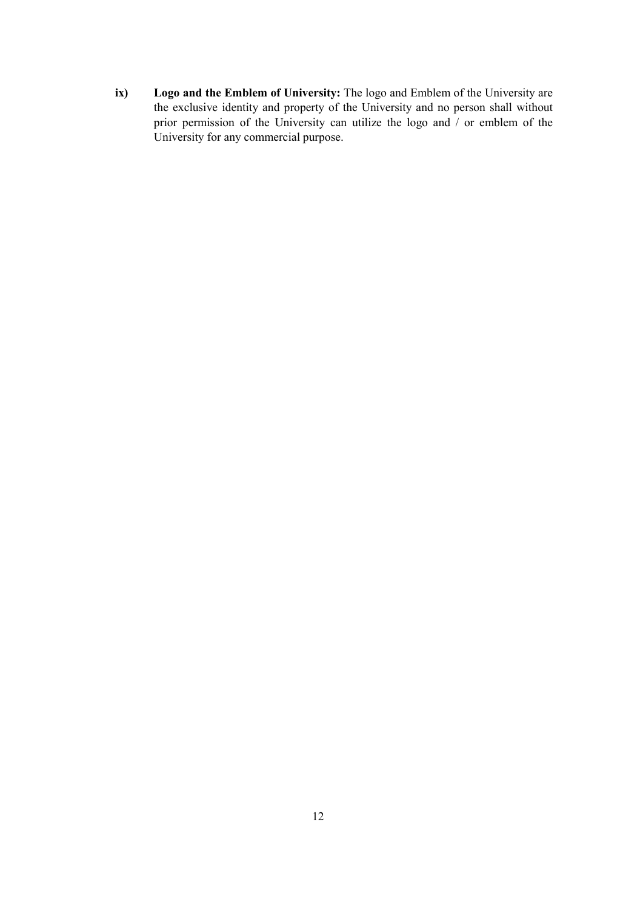ix) **Logo and the Emblem of University:** The logo and Emblem of the University are the exclusive identity and property of the University and no person shall without prior permission of the University can utilize the logo and / or emblem of the University for any commercial purpose.